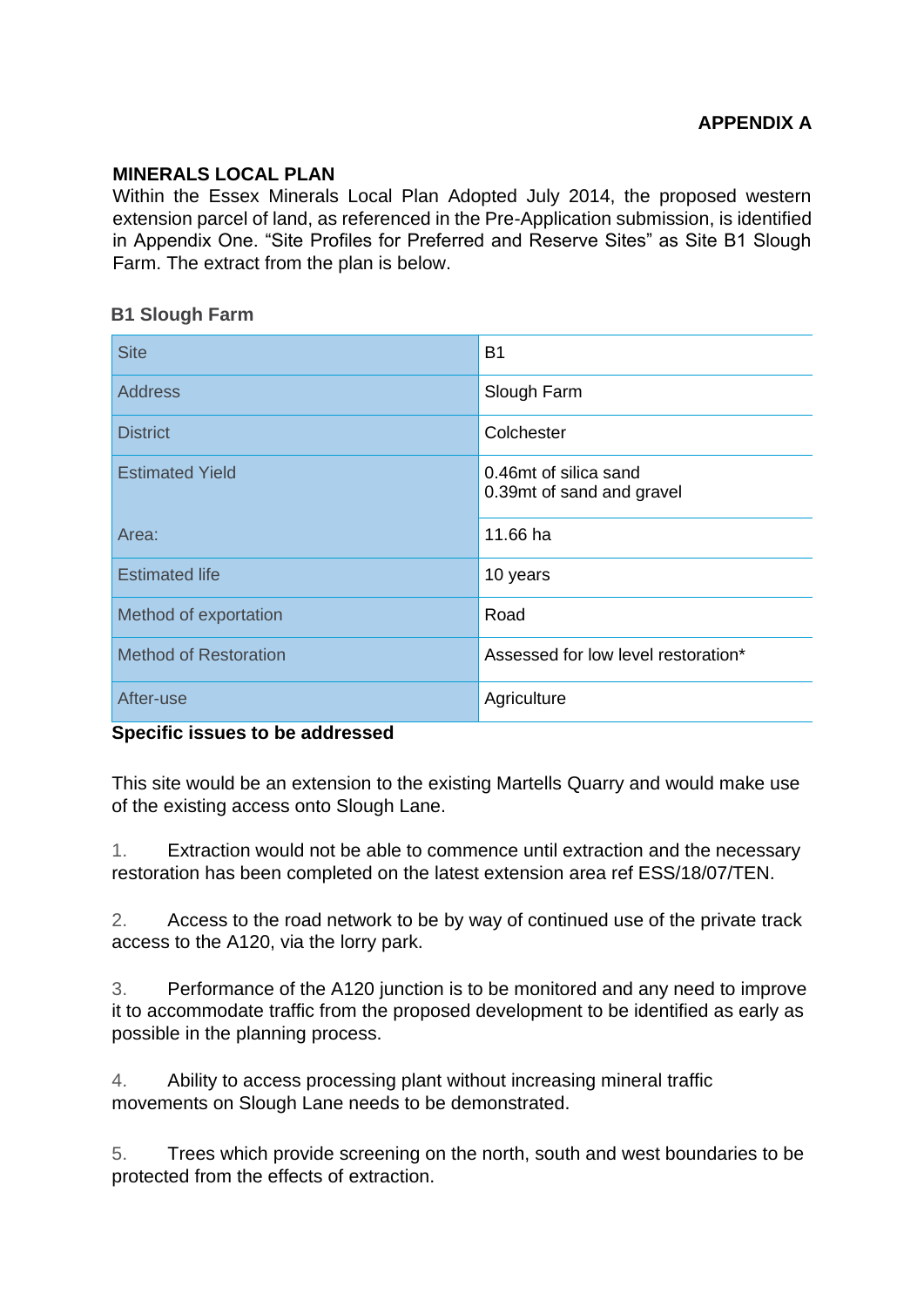**APPENDIX A**

**MINERALS LOCAL PLAN**

Within the Essex Minerals Local Plan Adopted July 2014, the proposed western extension parcel of land, as referenced in the Pre-Application submission, is identified in Appendix One. "Site Profiles for Preferred and Reserve Sites" as Site B1 Slough Farm. The extract from the plan is below.

**B1 Slough Farm**

| | |
|---|---|
| Site | B1 |
| Address | Slough Farm |
| District | Colchester |
| Estimated Yield | 0.46mt of silica sand<br>0.39mt of sand and gravel |
| Area: | 11.66 ha |
| Estimated life | 10 years |
| Method of exportation | Road |
| Method of Restoration | Assessed for low level restoration* |
| After-use | Agriculture |

**Specific issues to be addressed**

This site would be an extension to the existing Martells Quarry and would make use of the existing access onto Slough Lane.

1. Extraction would not be able to commence until extraction and the necessary restoration has been completed on the latest extension area ref ESS/18/07/TEN.

2. Access to the road network to be by way of continued use of the private track access to the A120, via the lorry park.

3. Performance of the A120 junction is to be monitored and any need to improve it to accommodate traffic from the proposed development to be identified as early as possible in the planning process.

4. Ability to access processing plant without increasing mineral traffic movements on Slough Lane needs to be demonstrated.

5. Trees which provide screening on the north, south and west boundaries to be protected from the effects of extraction.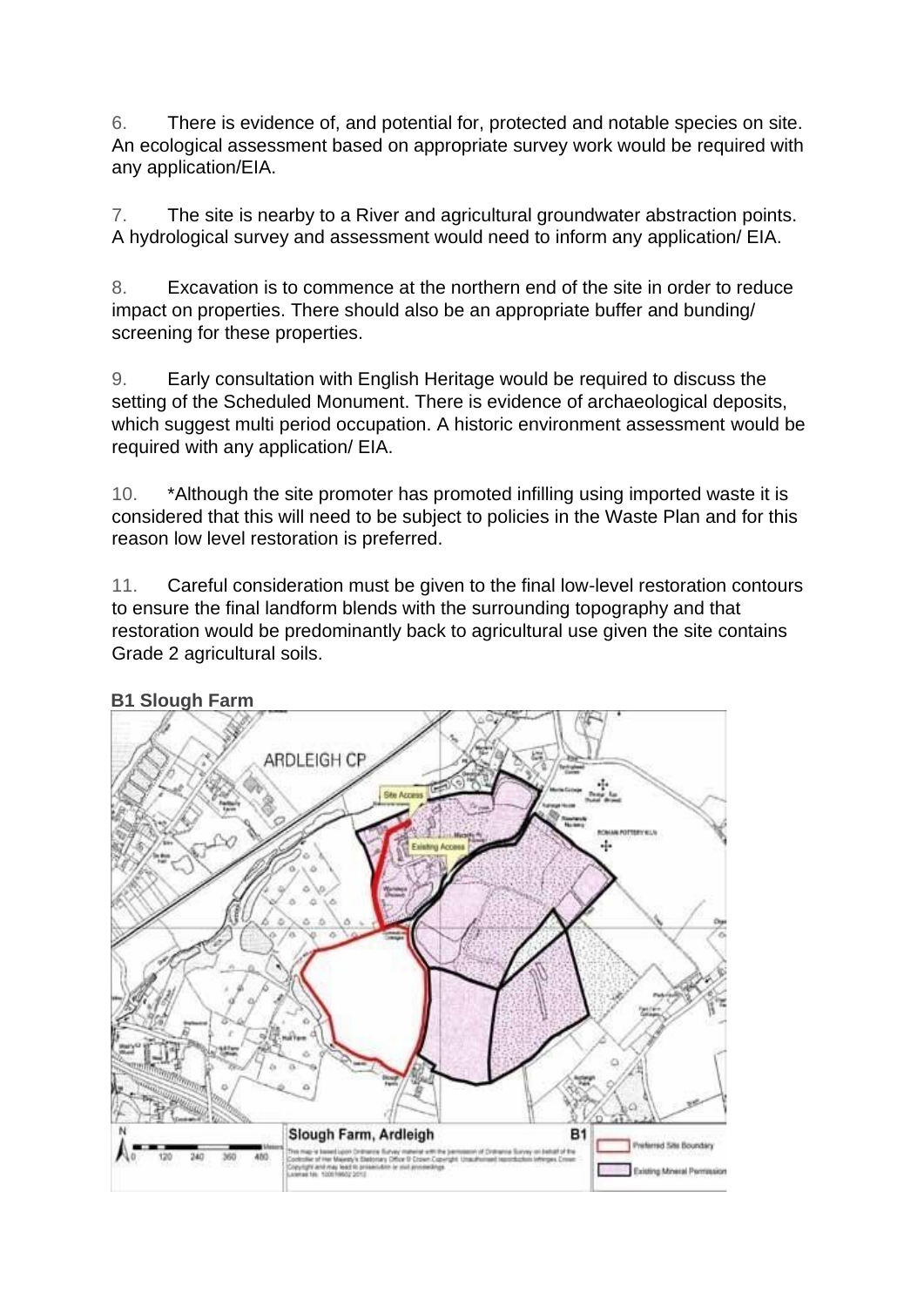6. There is evidence of, and potential for, protected and notable species on site. An ecological assessment based on appropriate survey work would be required with any application/EIA.

7. The site is nearby to a River and agricultural groundwater abstraction points. A hydrological survey and assessment would need to inform any application/ EIA.

8. Excavation is to commence at the northern end of the site in order to reduce impact on properties. There should also be an appropriate buffer and bunding/ screening for these properties.

9. Early consultation with English Heritage would be required to discuss the setting of the Scheduled Monument. There is evidence of archaeological deposits, which suggest multi period occupation. A historic environment assessment would be required with any application/ EIA.

10. *Although the site promoter has promoted infilling using imported waste it is considered that this will need to be subject to policies in the Waste Plan and for this reason low level restoration is preferred.

11. Careful consideration must be given to the final low-level restoration contours to ensure the final landform blends with the surrounding topography and that restoration would be predominantly back to agricultural use given the site contains Grade 2 agricultural soils.

**B1 Slough Farm**

ARDLEIGH CP

Site Access

Existing Access

N

0 120 240 360 480 Metres

Slough Farm, Ardleigh

B1

Preferred Site Boundary

Existing Mineral Permission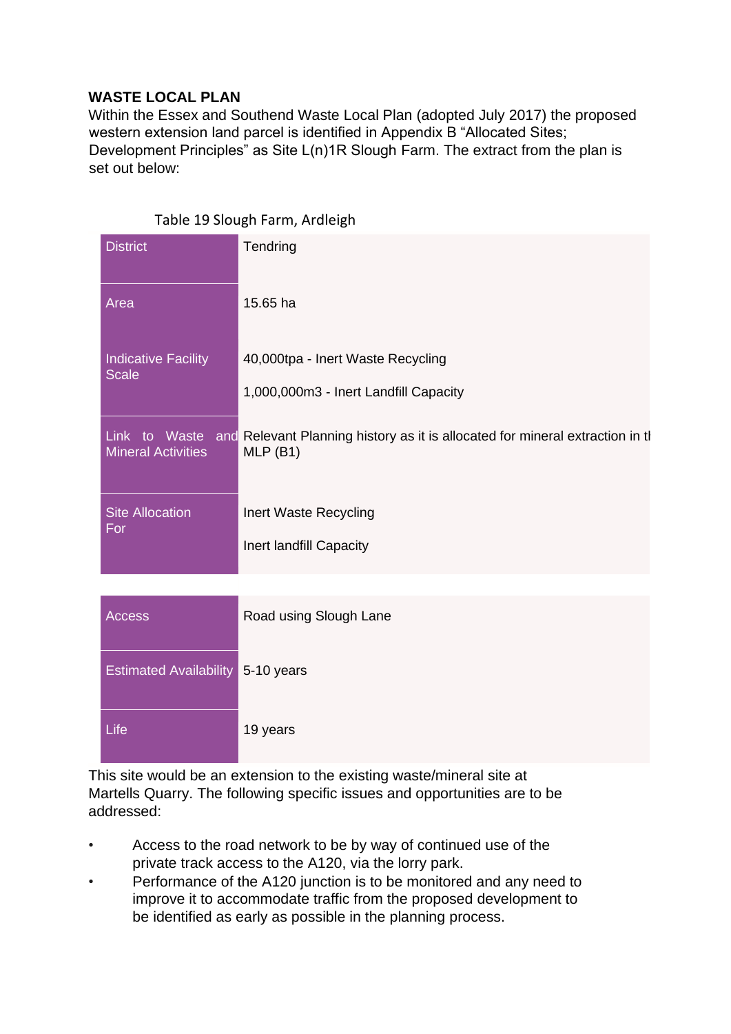## WASTE LOCAL PLAN

Within the Essex and Southend Waste Local Plan (adopted July 2017) the proposed western extension land parcel is identified in Appendix B "Allocated Sites; Development Principles" as Site L(n)1R Slough Farm. The extract from the plan is set out below:

Table 19 Slough Farm, Ardleigh

| | |
|---|---|
| District | Tendring |
| Area | 15.65 ha |
| Indicative Facility Scale | 40,000tpa - Inert Waste Recycling<br><br>1,000,000m3 - Inert Landfill Capacity |
| Link to Waste and Mineral Activities | Relevant Planning history as it is allocated for mineral extraction in tl MLP (B1) |
| Site Allocation For | Inert Waste Recycling<br><br>Inert landfill Capacity |
| Access | Road using Slough Lane |
| Estimated Availability | 5-10 years |
| Life | 19 years |

This site would be an extension to the existing waste/mineral site at Martells Quarry. The following specific issues and opportunities are to be addressed:

- Access to the road network to be by way of continued use of the private track access to the A120, via the lorry park.
- Performance of the A120 junction is to be monitored and any need to improve it to accommodate traffic from the proposed development to be identified as early as possible in the planning process.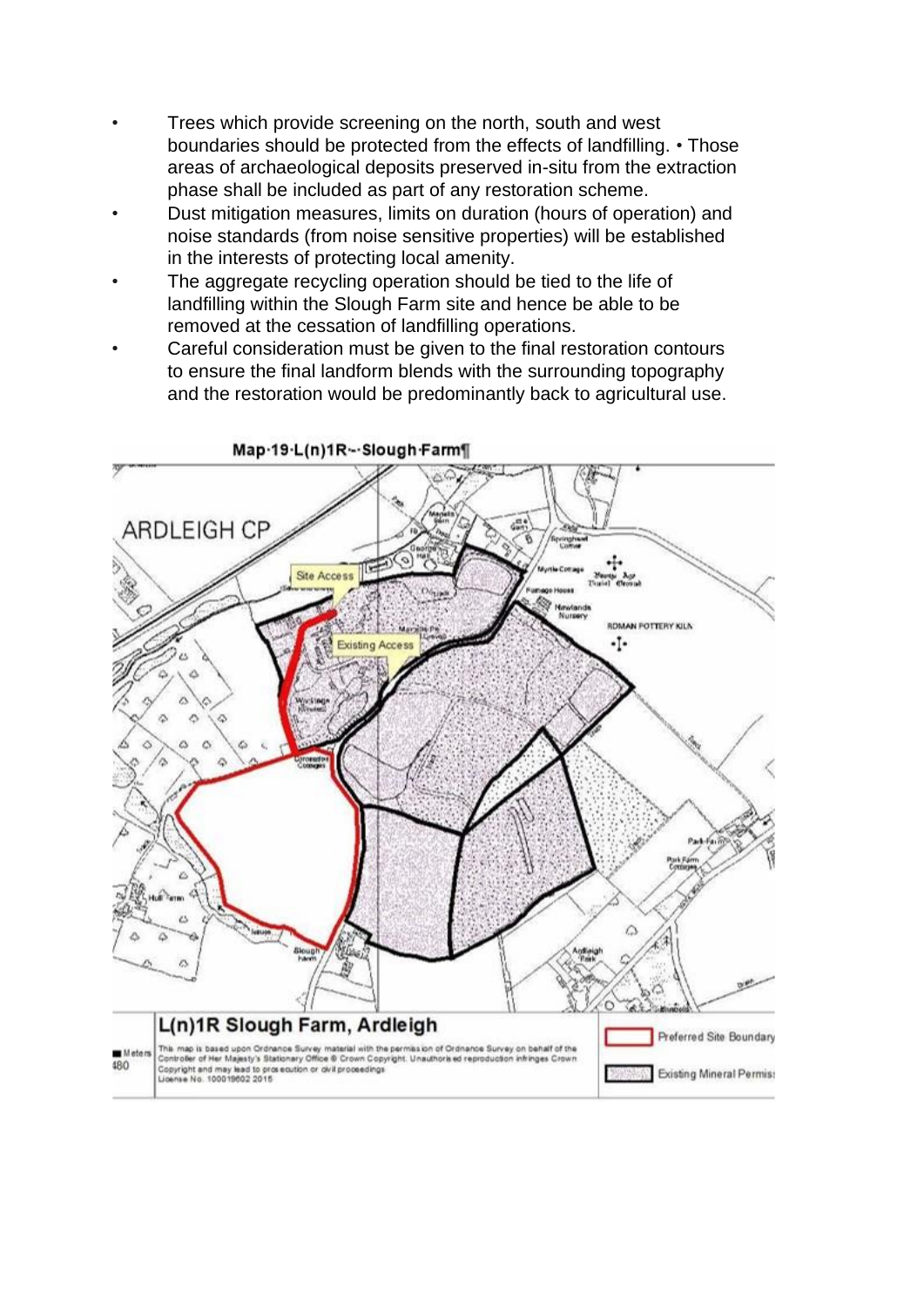- Trees which provide screening on the north, south and west boundaries should be protected from the effects of landfilling. • Those areas of archaeological deposits preserved in-situ from the extraction phase shall be included as part of any restoration scheme.
- Dust mitigation measures, limits on duration (hours of operation) and noise standards (from noise sensitive properties) will be established in the interests of protecting local amenity.
- The aggregate recycling operation should be tied to the life of landfilling within the Slough Farm site and hence be able to be removed at the cessation of landfilling operations.
- Careful consideration must be given to the final restoration contours to ensure the final landform blends with the surrounding topography and the restoration would be predominantly back to agricultural use.

Map 19 L(n)1R – Slough Farm

ARDLEIGH CP

Site Access

Existing Access

ROMAN POTTERY KILN

L(n)1R Slough Farm, Ardleigh

Meters
480

This map is based upon Ordnance Survey material with the permission of Ordnance Survey on behalf of the Controller of Her Majesty's Stationery Office © Crown Copyright. Unauthorised reproduction infringes Crown Copyright and may lead to prosecution or civil proceedings
Licence No. 100019602 2015

Preferred Site Boundary

Existing Mineral Permis